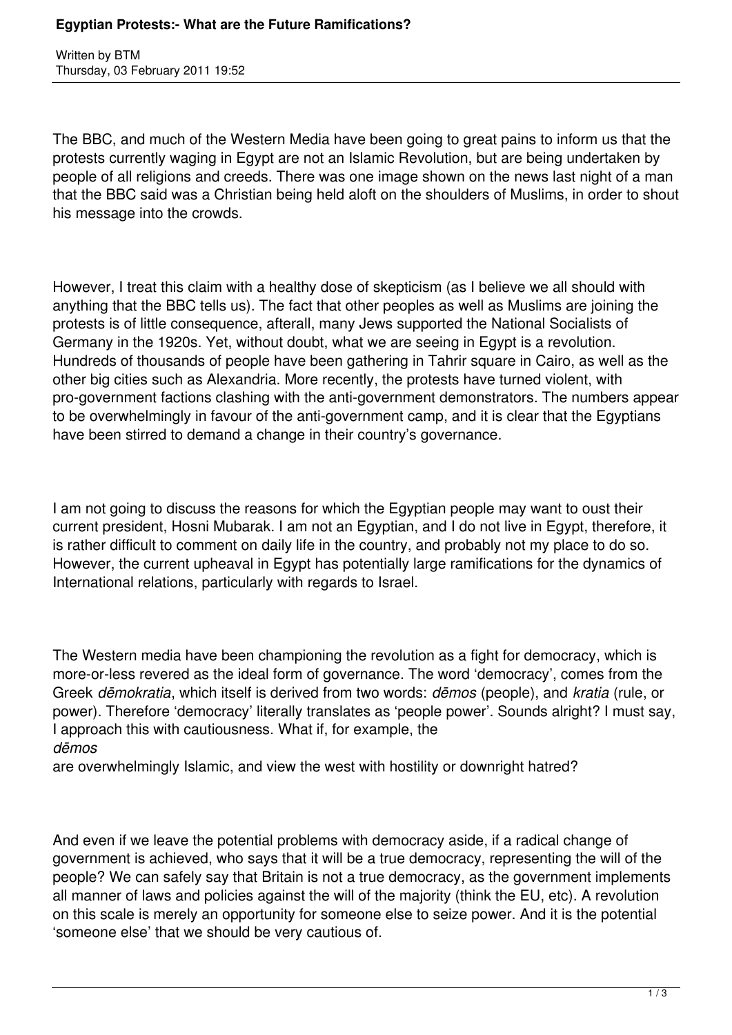# Egyptian Protests:- What are the Future Ramifications?

Written by BTM
Thursday, 03 February 2011 19:52

The BBC, and much of the Western Media have been going to great pains to inform us that the protests currently waging in Egypt are not an Islamic Revolution, but are being undertaken by people of all religions and creeds. There was one image shown on the news last night of a man that the BBC said was a Christian being held aloft on the shoulders of Muslims, in order to shout his message into the crowds.

However, I treat this claim with a healthy dose of skepticism (as I believe we all should with anything that the BBC tells us). The fact that other peoples as well as Muslims are joining the protests is of little consequence, afterall, many Jews supported the National Socialists of Germany in the 1920s. Yet, without doubt, what we are seeing in Egypt is a revolution. Hundreds of thousands of people have been gathering in Tahrir square in Cairo, as well as the other big cities such as Alexandria. More recently, the protests have turned violent, with pro-government factions clashing with the anti-government demonstrators. The numbers appear to be overwhelmingly in favour of the anti-government camp, and it is clear that the Egyptians have been stirred to demand a change in their country's governance.

I am not going to discuss the reasons for which the Egyptian people may want to oust their current president, Hosni Mubarak. I am not an Egyptian, and I do not live in Egypt, therefore, it is rather difficult to comment on daily life in the country, and probably not my place to do so. However, the current upheaval in Egypt has potentially large ramifications for the dynamics of International relations, particularly with regards to Israel.

The Western media have been championing the revolution as a fight for democracy, which is more-or-less revered as the ideal form of governance. The word 'democracy', comes from the Greek *dēmokratia*, which itself is derived from two words: *dēmos* (people), and *kratia* (rule, or power). Therefore 'democracy' literally translates as 'people power'. Sounds alright? I must say, I approach this with cautiousness. What if, for example, the *dēmos* are overwhelmingly Islamic, and view the west with hostility or downright hatred?

And even if we leave the potential problems with democracy aside, if a radical change of government is achieved, who says that it will be a true democracy, representing the will of the people? We can safely say that Britain is not a true democracy, as the government implements all manner of laws and policies against the will of the majority (think the EU, etc). A revolution on this scale is merely an opportunity for someone else to seize power. And it is the potential 'someone else' that we should be very cautious of.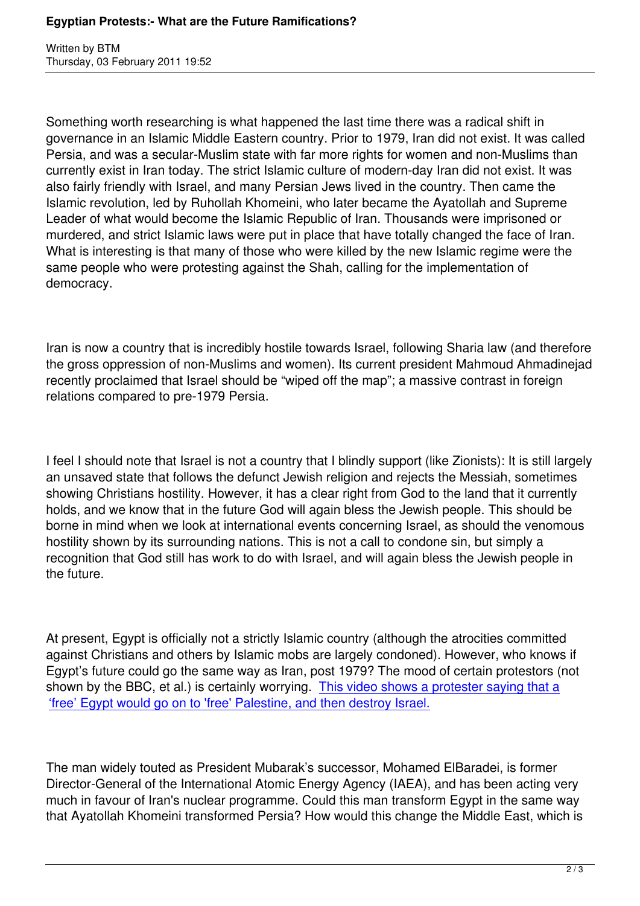Something worth researching is what happened the last time there was a radical shift in governance in an Islamic Middle Eastern country. Prior to 1979, Iran did not exist. It was called Persia, and was a secular-Muslim state with far more rights for women and non-Muslims than currently exist in Iran today. The strict Islamic culture of modern-day Iran did not exist. It was also fairly friendly with Israel, and many Persian Jews lived in the country. Then came the Islamic revolution, led by Ruhollah Khomeini, who later became the Ayatollah and Supreme Leader of what would become the Islamic Republic of Iran. Thousands were imprisoned or murdered, and strict Islamic laws were put in place that have totally changed the face of Iran. What is interesting is that many of those who were killed by the new Islamic regime were the same people who were protesting against the Shah, calling for the implementation of democracy.

Iran is now a country that is incredibly hostile towards Israel, following Sharia law (and therefore the gross oppression of non-Muslims and women). Its current president Mahmoud Ahmadinejad recently proclaimed that Israel should be "wiped off the map"; a massive contrast in foreign relations compared to pre-1979 Persia.

I feel I should note that Israel is not a country that I blindly support (like Zionists): It is still largely an unsaved state that follows the defunct Jewish religion and rejects the Messiah, sometimes showing Christians hostility. However, it has a clear right from God to the land that it currently holds, and we know that in the future God will again bless the Jewish people. This should be borne in mind when we look at international events concerning Israel, as should the venomous hostility shown by its surrounding nations. This is not a call to condone sin, but simply a recognition that God still has work to do with Israel, and will again bless the Jewish people in the future.

At present, Egypt is officially not a strictly Islamic country (although the atrocities committed against Christians and others by Islamic mobs are largely condoned). However, who knows if Egypt's future could go the same way as Iran, post 1979? The mood of certain protestors (not shown by the BBC, et al.) is certainly worrying. This video shows a protester saying that a 'free' Egypt would go on to 'free' Palestine, and then destroy Israel.

The man widely touted as President Mubarak's successor, Mohamed ElBaradei, is former Director-General of the International Atomic Energy Agency (IAEA), and has been acting very much in favour of Iran's nuclear programme. Could this man transform Egypt in the same way that Ayatollah Khomeini transformed Persia? How would this change the Middle East, which is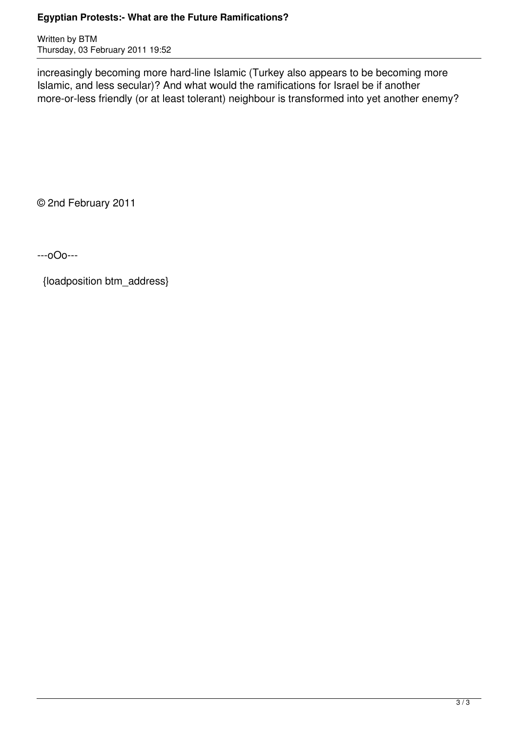increasingly becoming more hard-line Islamic (Turkey also appears to be becoming more Islamic, and less secular)? And what would the ramifications for Israel be if another more-or-less friendly (or at least tolerant) neighbour is transformed into yet another enemy?

© 2nd February 2011

---oOo---

{loadposition btm_address}